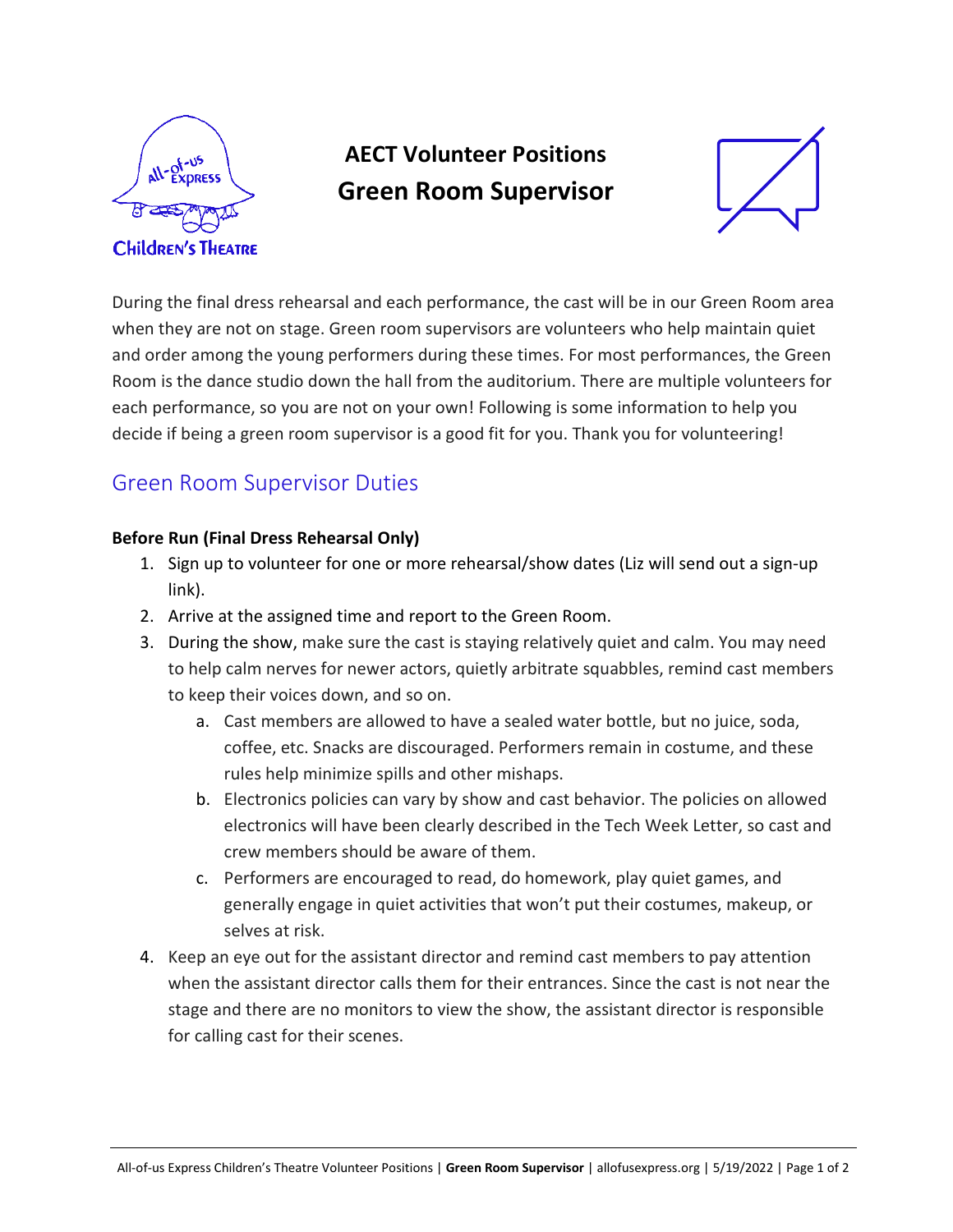# AECT Volunteer Positions
## Green Room Supervisor

During the final dress rehearsal and each performance, the cast will be in our Green Room area when they are not on stage. Green room supervisors are volunteers who help maintain quiet and order among the young performers during these times. For most performances, the Green Room is the dance studio down the hall from the auditorium. There are multiple volunteers for each performance, so you are not on your own! Following is some information to help you decide if being a green room supervisor is a good fit for you. Thank you for volunteering!

## Green Room Supervisor Duties

**Before Run (Final Dress Rehearsal Only)**

1. Sign up to volunteer for one or more rehearsal/show dates (Liz will send out a sign-up link).
2. Arrive at the assigned time and report to the Green Room.
3. During the show, make sure the cast is staying relatively quiet and calm. You may need to help calm nerves for newer actors, quietly arbitrate squabbles, remind cast members to keep their voices down, and so on.
   a. Cast members are allowed to have a sealed water bottle, but no juice, soda, coffee, etc. Snacks are discouraged. Performers remain in costume, and these rules help minimize spills and other mishaps.
   b. Electronics policies can vary by show and cast behavior. The policies on allowed electronics will have been clearly described in the Tech Week Letter, so cast and crew members should be aware of them.
   c. Performers are encouraged to read, do homework, play quiet games, and generally engage in quiet activities that won't put their costumes, makeup, or selves at risk.
4. Keep an eye out for the assistant director and remind cast members to pay attention when the assistant director calls them for their entrances. Since the cast is not near the stage and there are no monitors to view the show, the assistant director is responsible for calling cast for their scenes.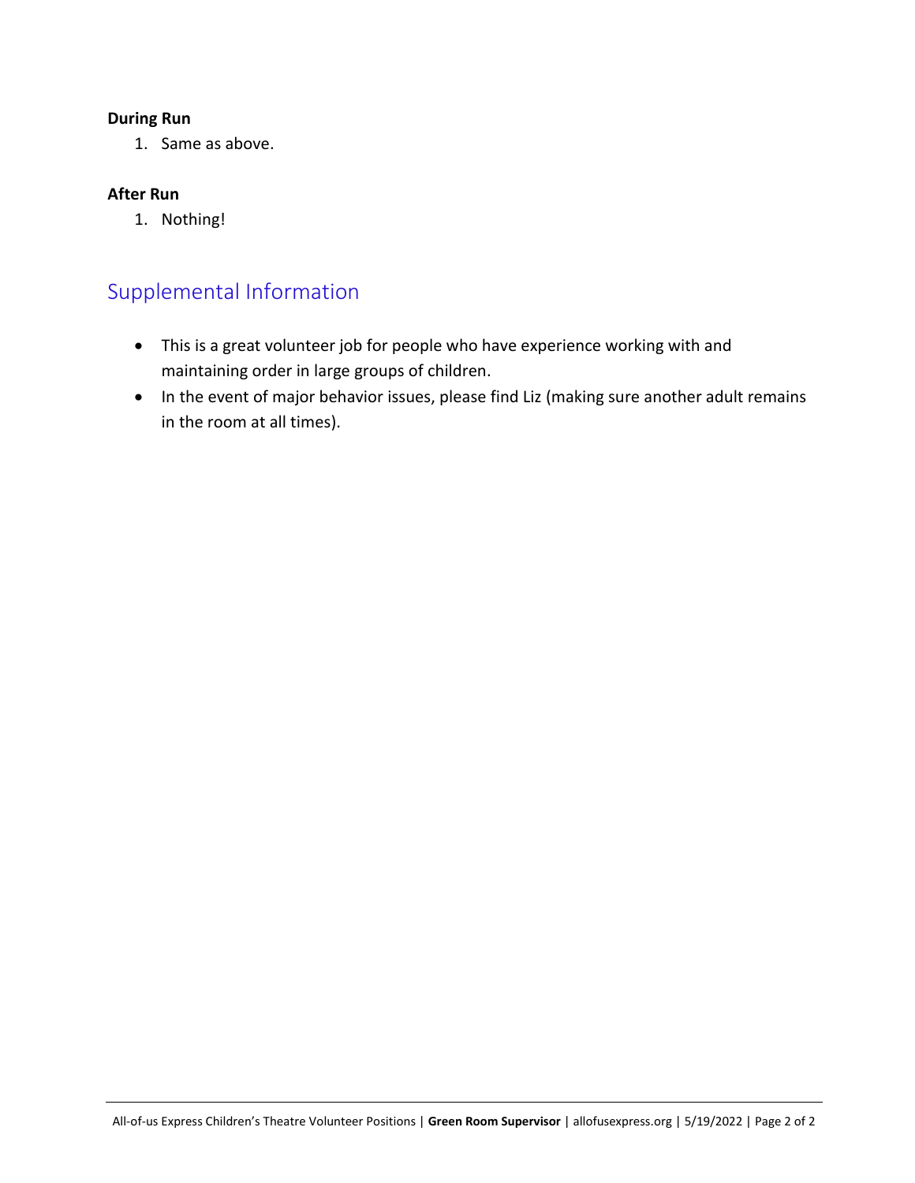**During Run**

1. Same as above.

**After Run**

1. Nothing!

## Supplemental Information

- This is a great volunteer job for people who have experience working with and maintaining order in large groups of children.
- In the event of major behavior issues, please find Liz (making sure another adult remains in the room at all times).